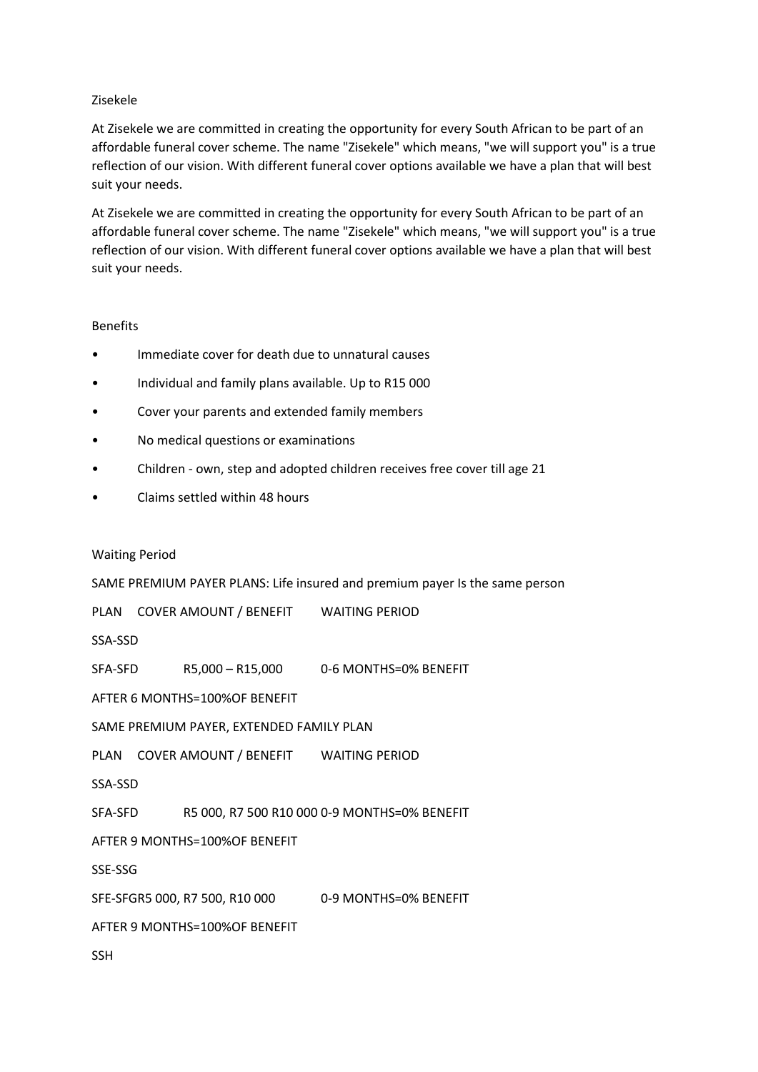Zisekele

At Zisekele we are committed in creating the opportunity for every South African to be part of an affordable funeral cover scheme. The name "Zisekele" which means, "we will support you" is a true reflection of our vision. With different funeral cover options available we have a plan that will best suit your needs.

At Zisekele we are committed in creating the opportunity for every South African to be part of an affordable funeral cover scheme. The name "Zisekele" which means, "we will support you" is a true reflection of our vision. With different funeral cover options available we have a plan that will best suit your needs.

Benefits

- Immediate cover for death due to unnatural causes
- Individual and family plans available. Up to R15 000
- Cover your parents and extended family members
- No medical questions or examinations
- Children - own, step and adopted children receives free cover till age 21
- Claims settled within 48 hours

Waiting Period

SAME PREMIUM PAYER PLANS: Life insured and premium payer Is the same person

PLAN COVER AMOUNT / BENEFIT WAITING PERIOD

SSA-SSD

SFA-SFD R5,000 – R15,000 0-6 MONTHS=0% BENEFIT

AFTER 6 MONTHS=100%OF BENEFIT

SAME PREMIUM PAYER, EXTENDED FAMILY PLAN

PLAN COVER AMOUNT / BENEFIT WAITING PERIOD

SSA-SSD

SFA-SFD R5 000, R7 500 R10 000 0-9 MONTHS=0% BENEFIT

AFTER 9 MONTHS=100%OF BENEFIT

SSE-SSG

SFE-SFGR5 000, R7 500, R10 000 0-9 MONTHS=0% BENEFIT

AFTER 9 MONTHS=100%OF BENEFIT

SSH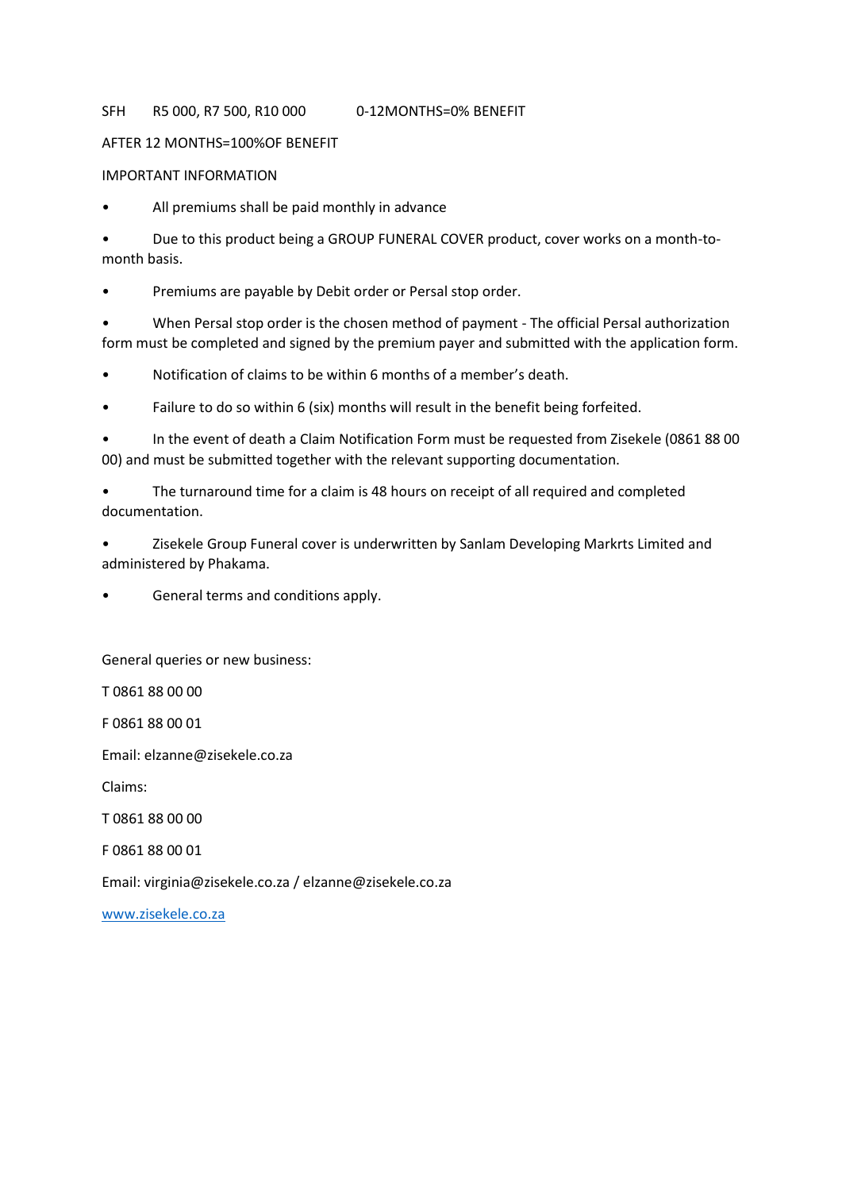SFH R5 000, R7 500, R10 000 0-12MONTHS=0% BENEFIT

AFTER 12 MONTHS=100%OF BENEFIT

IMPORTANT INFORMATION

- All premiums shall be paid monthly in advance
- Due to this product being a GROUP FUNERAL COVER product, cover works on a month-to-month basis.
- Premiums are payable by Debit order or Persal stop order.
- When Persal stop order is the chosen method of payment - The official Persal authorization form must be completed and signed by the premium payer and submitted with the application form.
- Notification of claims to be within 6 months of a member's death.
- Failure to do so within 6 (six) months will result in the benefit being forfeited.
- In the event of death a Claim Notification Form must be requested from Zisekele (0861 88 00 00) and must be submitted together with the relevant supporting documentation.
- The turnaround time for a claim is 48 hours on receipt of all required and completed documentation.
- Zisekele Group Funeral cover is underwritten by Sanlam Developing Markrts Limited and administered by Phakama.
- General terms and conditions apply.

General queries or new business:

T 0861 88 00 00

F 0861 88 00 01

Email: elzanne@zisekele.co.za

Claims:

T 0861 88 00 00

F 0861 88 00 01

Email: virginia@zisekele.co.za / elzanne@zisekele.co.za

www.zisekele.co.za